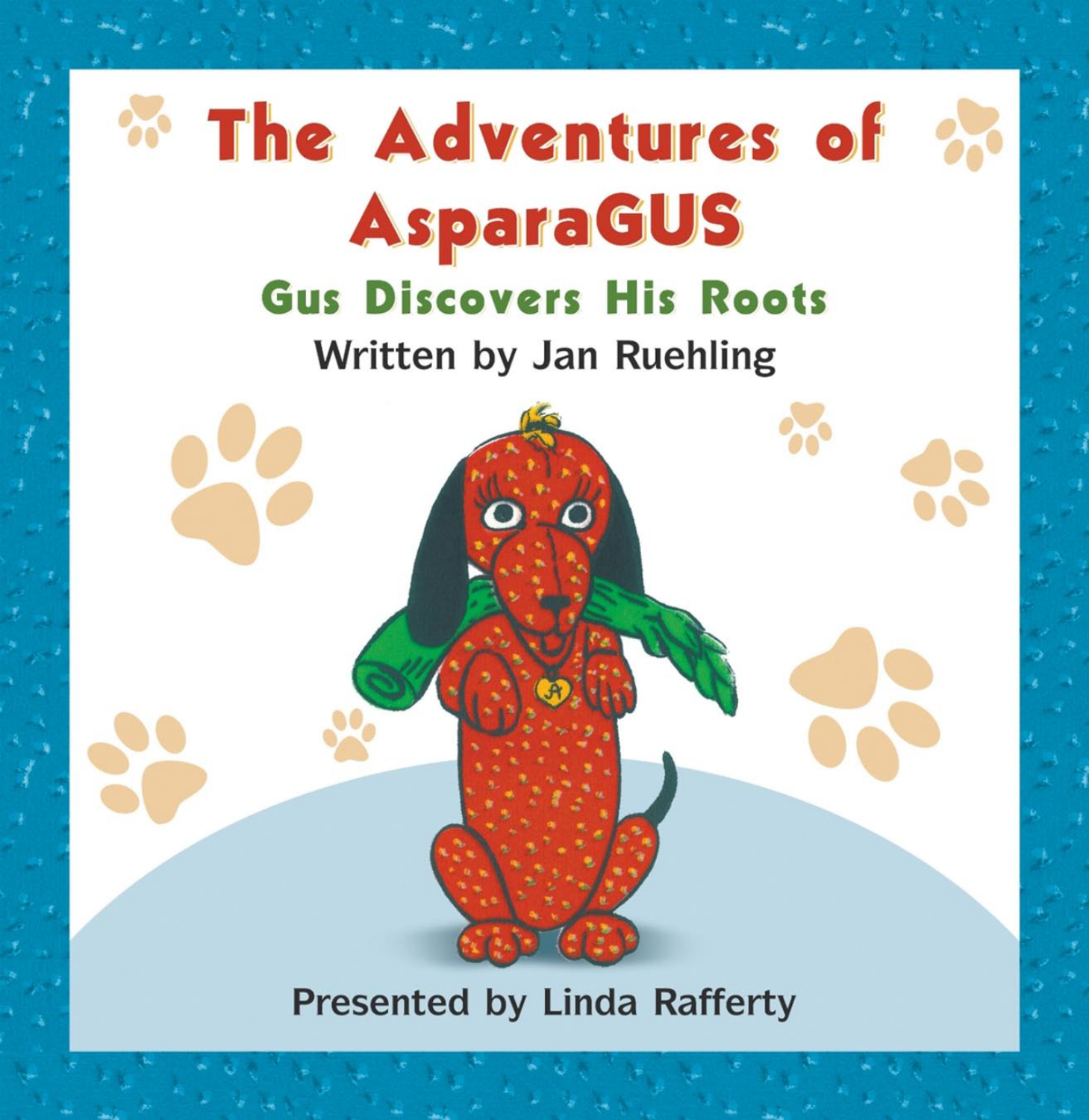# The Adventures of AsparaGUS

## Gus Discovers His Roots

Written by Jan Ruehling

Presented by Linda Rafferty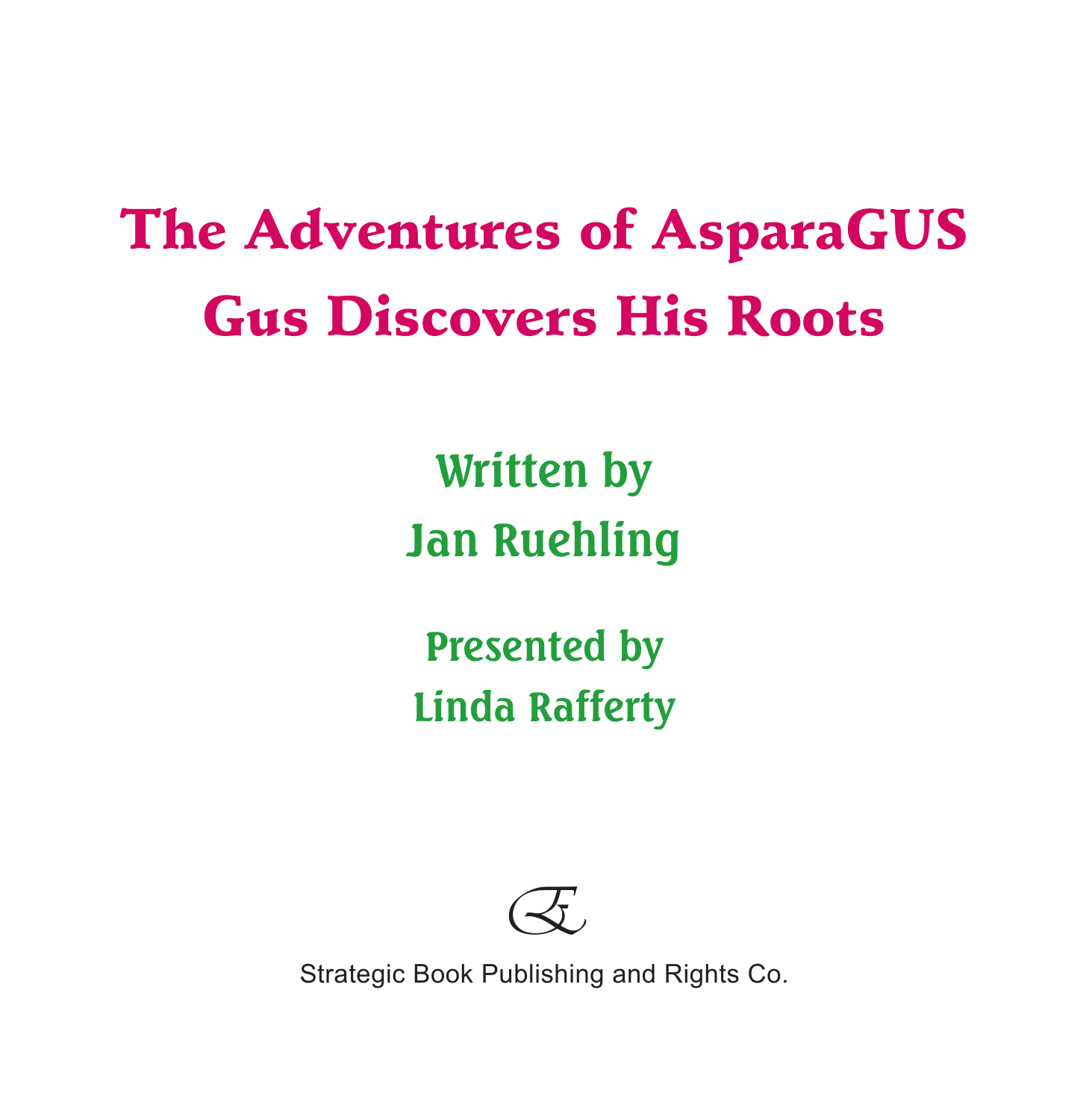# The Adventures of AsparaGUS
# Gus Discovers His Roots

## Written by
## Jan Ruehling

## Presented by
## Linda Rafferty

Strategic Book Publishing and Rights Co.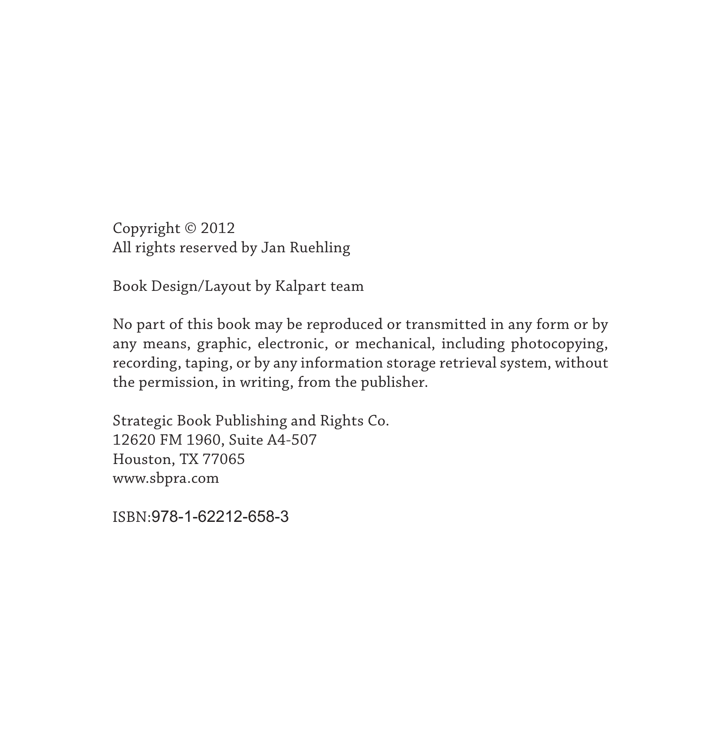Copyright © 2012
All rights reserved by Jan Ruehling

Book Design/Layout by Kalpart team

No part of this book may be reproduced or transmitted in any form or by any means, graphic, electronic, or mechanical, including photocopying, recording, taping, or by any information storage retrieval system, without the permission, in writing, from the publisher.

Strategic Book Publishing and Rights Co.
12620 FM 1960, Suite A4-507
Houston, TX 77065
www.sbpra.com

ISBN:978-1-62212-658-3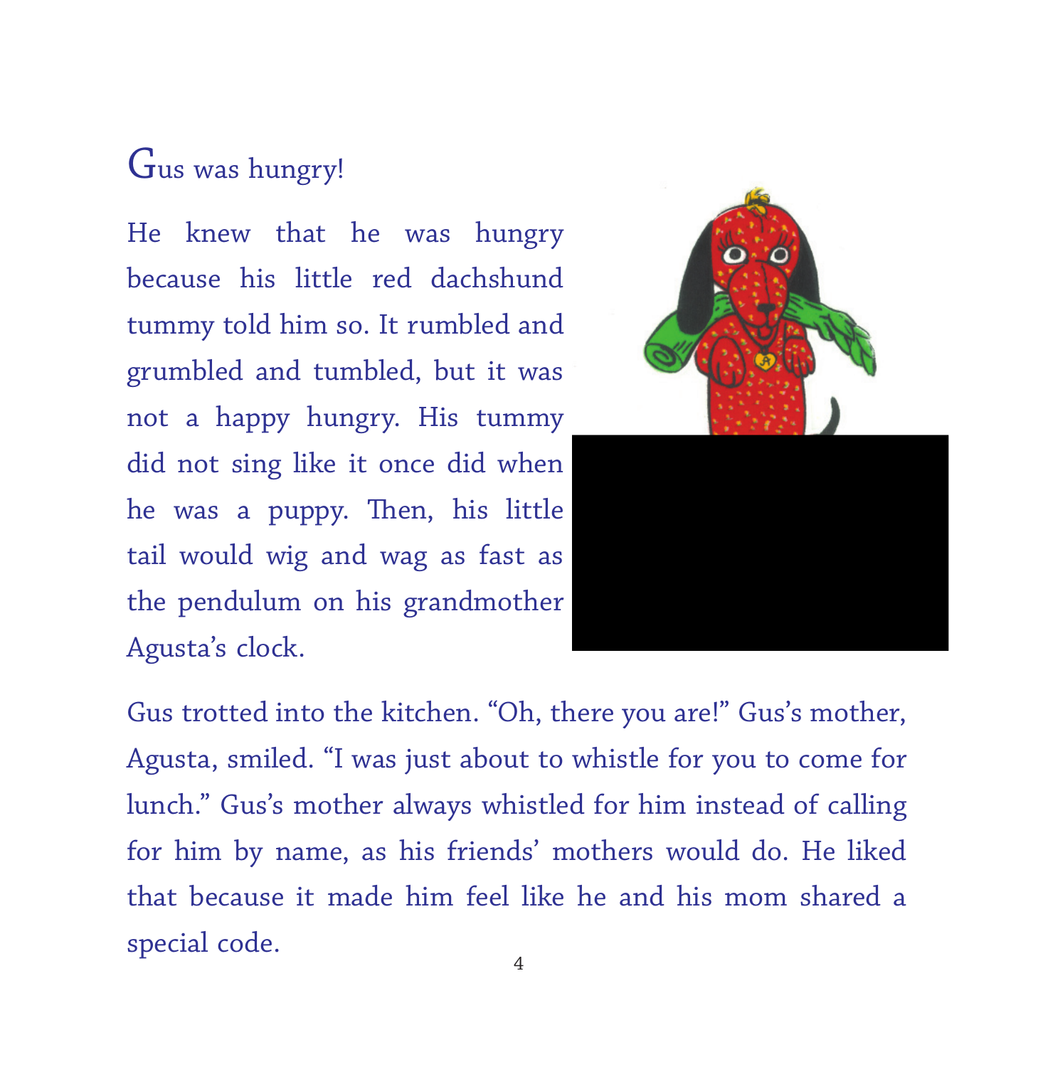Gus was hungry!

He knew that he was hungry because his little red dachshund tummy told him so. It rumbled and grumbled and tumbled, but it was not a happy hungry. His tummy did not sing like it once did when he was a puppy. Then, his little tail would wig and wag as fast as the pendulum on his grandmother Agusta's clock.

Gus trotted into the kitchen. "Oh, there you are!" Gus's mother, Agusta, smiled. "I was just about to whistle for you to come for lunch." Gus's mother always whistled for him instead of calling for him by name, as his friends' mothers would do. He liked that because it made him feel like he and his mom shared a special code.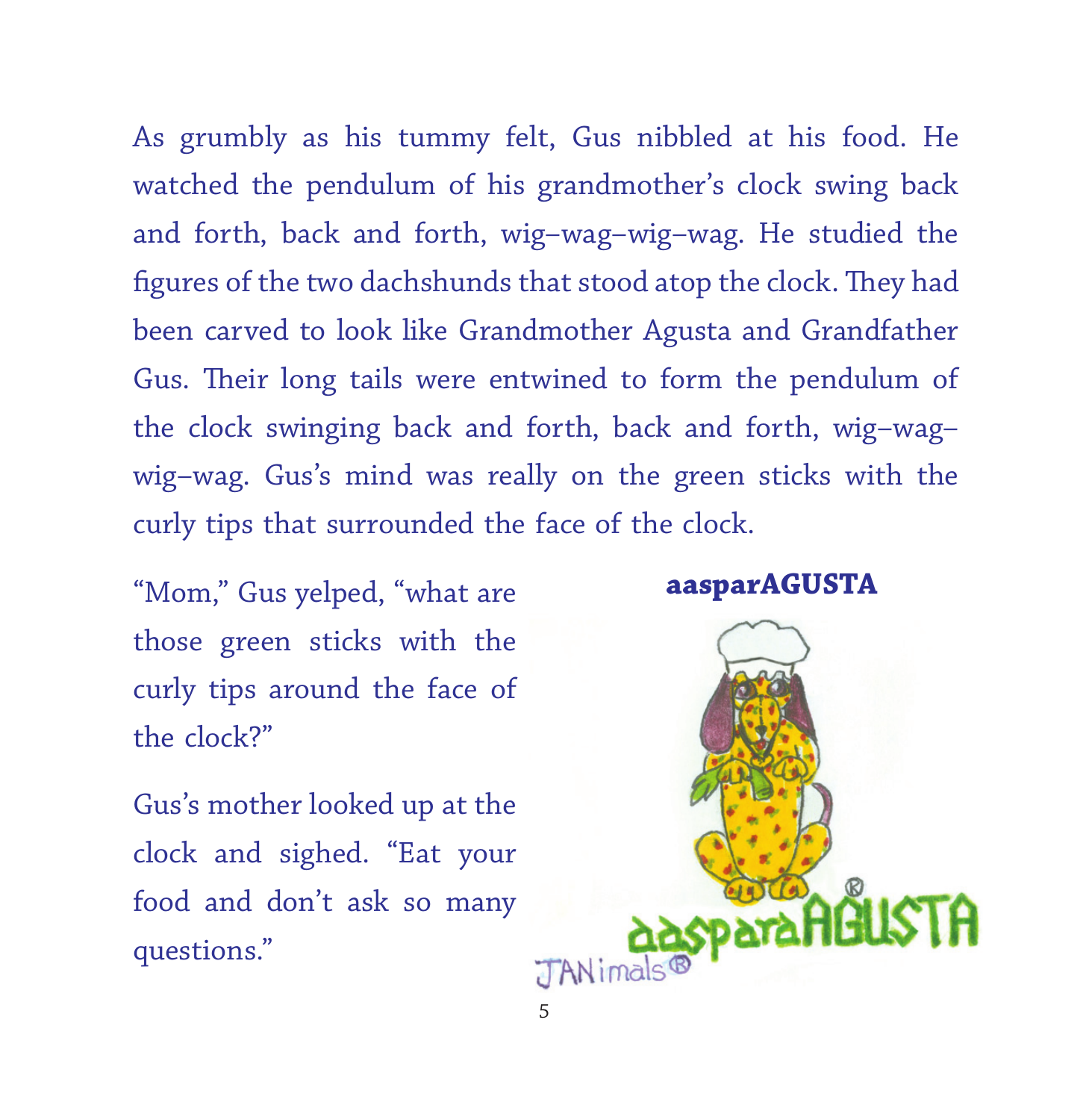As grumbly as his tummy felt, Gus nibbled at his food. He watched the pendulum of his grandmother's clock swing back and forth, back and forth, wig–wag–wig–wag. He studied the figures of the two dachshunds that stood atop the clock. They had been carved to look like Grandmother Agusta and Grandfather Gus. Their long tails were entwined to form the pendulum of the clock swinging back and forth, back and forth, wig–wag–wig–wag. Gus's mind was really on the green sticks with the curly tips that surrounded the face of the clock.

"Mom," Gus yelped, "what are those green sticks with the curly tips around the face of the clock?"

Gus's mother looked up at the clock and sighed. "Eat your food and don't ask so many questions."

**aasparAGUSTA**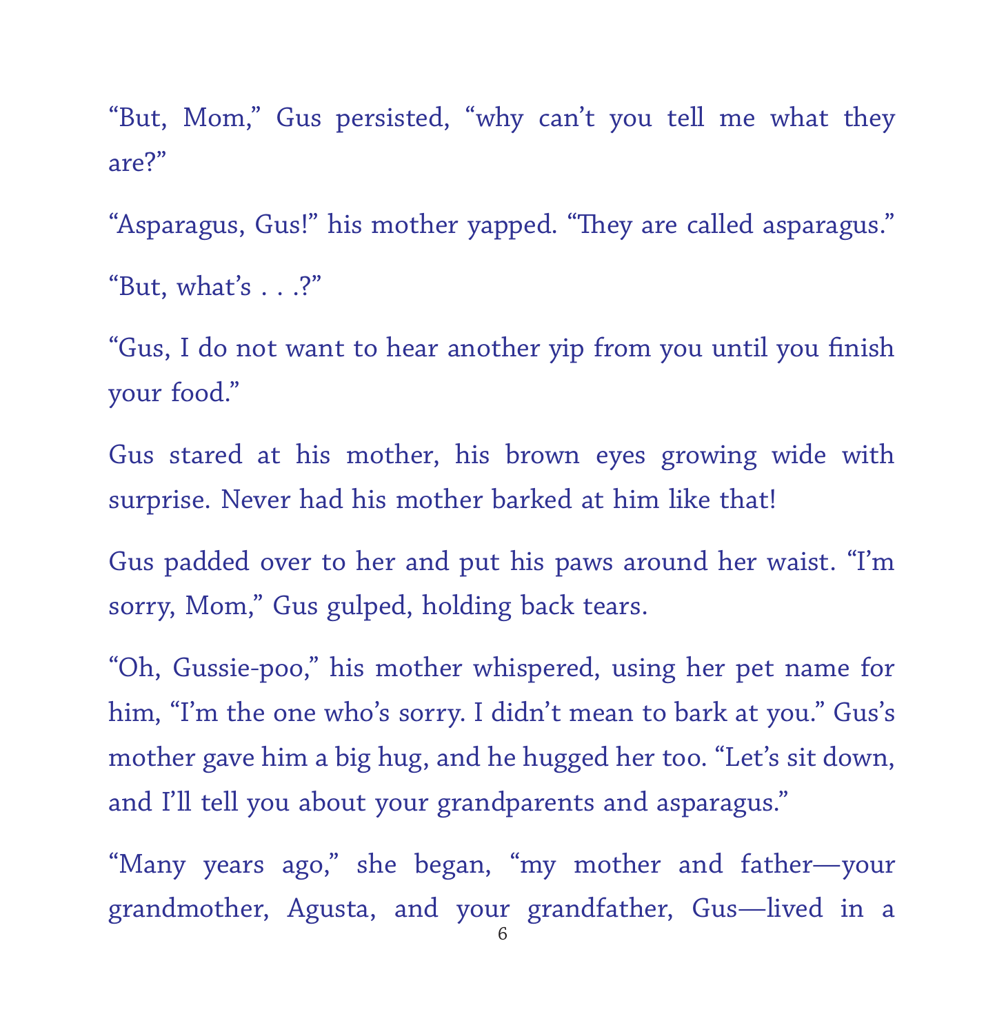"But, Mom," Gus persisted, "why can't you tell me what they are?"

"Asparagus, Gus!" his mother yapped. "They are called asparagus."

"But, what's . . .?"

"Gus, I do not want to hear another yip from you until you finish your food."

Gus stared at his mother, his brown eyes growing wide with surprise. Never had his mother barked at him like that!

Gus padded over to her and put his paws around her waist. "I'm sorry, Mom," Gus gulped, holding back tears.

"Oh, Gussie-poo," his mother whispered, using her pet name for him, "I'm the one who's sorry. I didn't mean to bark at you." Gus's mother gave him a big hug, and he hugged her too. "Let's sit down, and I'll tell you about your grandparents and asparagus."

"Many years ago," she began, "my mother and father—your grandmother, Agusta, and your grandfather, Gus—lived in a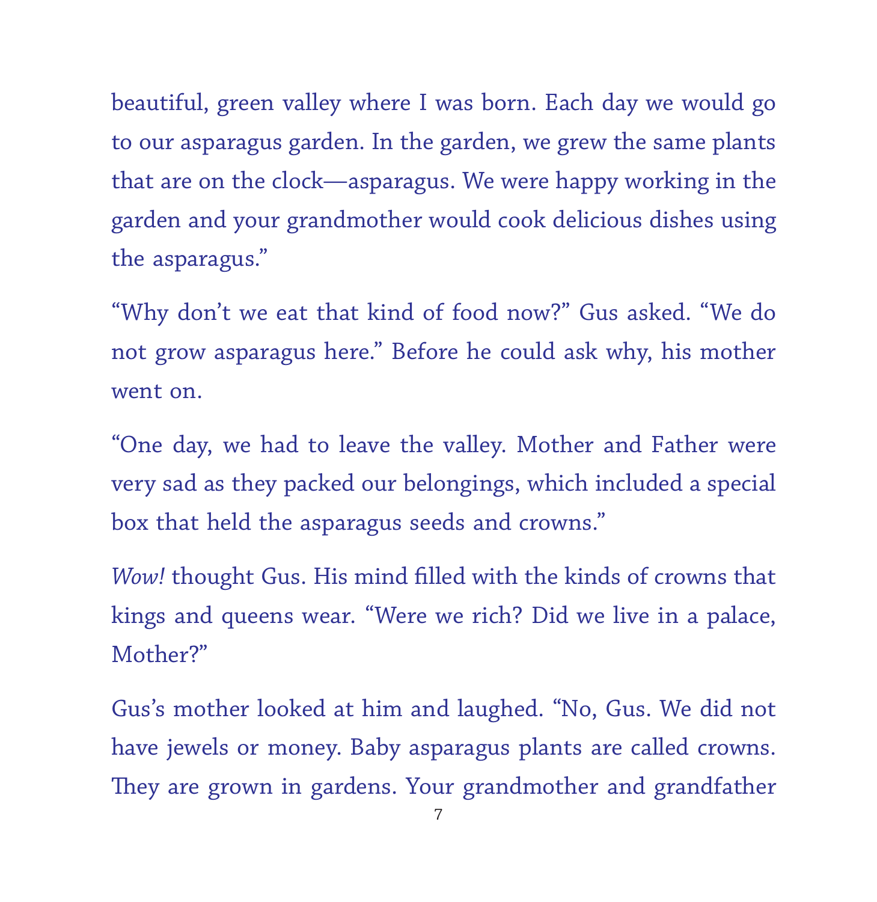beautiful, green valley where I was born. Each day we would go to our asparagus garden. In the garden, we grew the same plants that are on the clock—asparagus. We were happy working in the garden and your grandmother would cook delicious dishes using the asparagus."

"Why don't we eat that kind of food now?" Gus asked. "We do not grow asparagus here." Before he could ask why, his mother went on.

"One day, we had to leave the valley. Mother and Father were very sad as they packed our belongings, which included a special box that held the asparagus seeds and crowns."

*Wow!* thought Gus. His mind filled with the kinds of crowns that kings and queens wear. "Were we rich? Did we live in a palace, Mother?"

Gus's mother looked at him and laughed. "No, Gus. We did not have jewels or money. Baby asparagus plants are called crowns. They are grown in gardens. Your grandmother and grandfather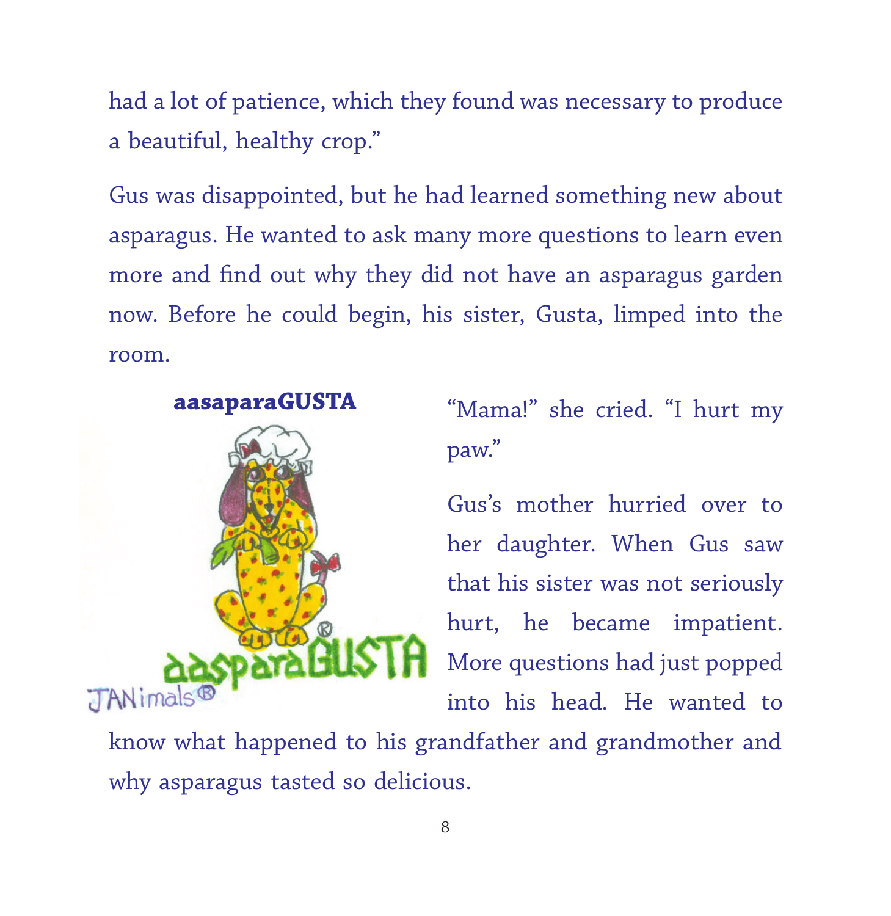had a lot of patience, which they found was necessary to produce a beautiful, healthy crop."

Gus was disappointed, but he had learned something new about asparagus. He wanted to ask many more questions to learn even more and find out why they did not have an asparagus garden now. Before he could begin, his sister, Gusta, limped into the room.

**aasaparaGUSTA**

"Mama!" she cried. "I hurt my paw."

Gus's mother hurried over to her daughter. When Gus saw that his sister was not seriously hurt, he became impatient. More questions had just popped into his head. He wanted to know what happened to his grandfather and grandmother and why asparagus tasted so delicious.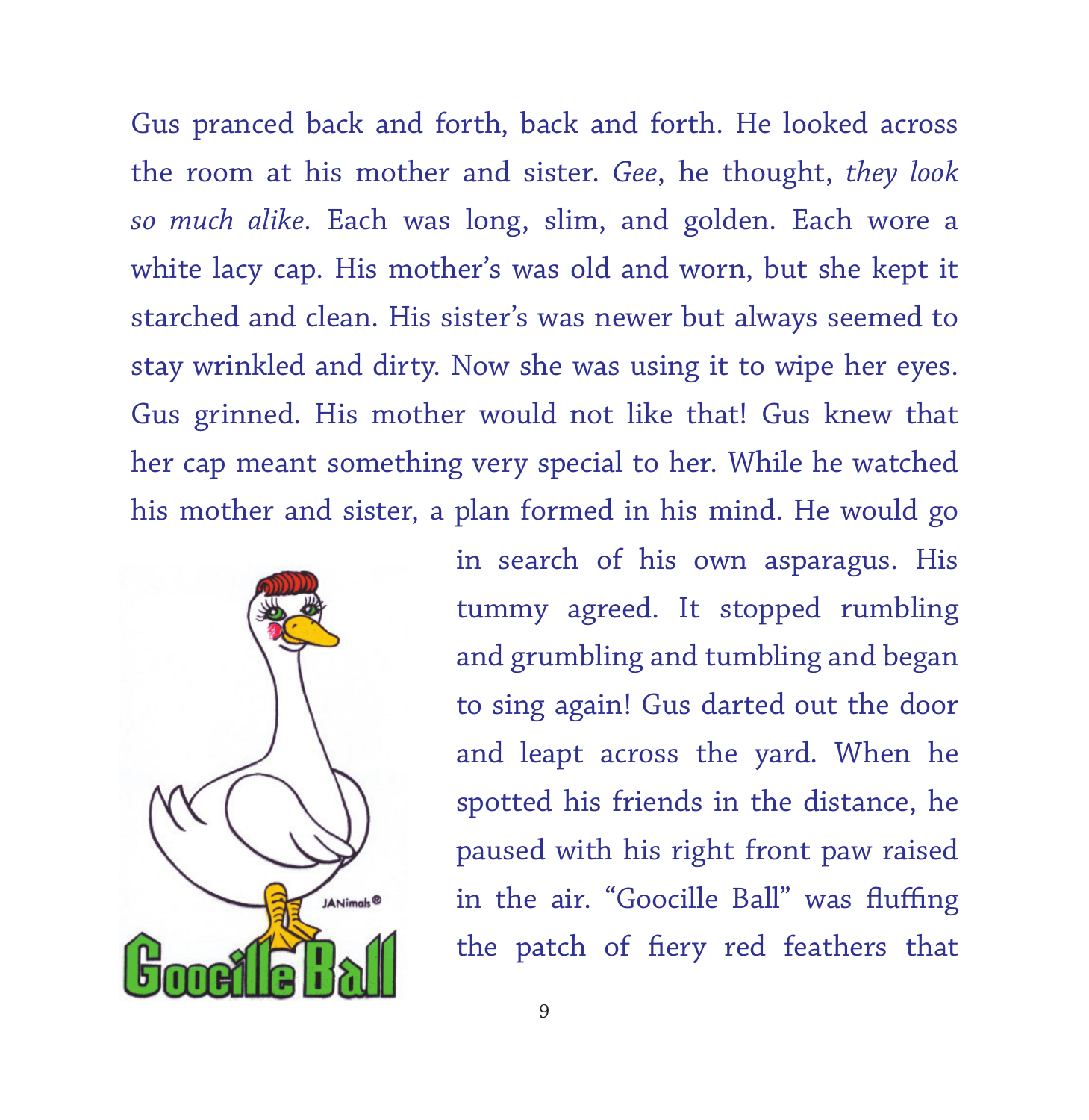Gus pranced back and forth, back and forth. He looked across the room at his mother and sister. *Gee*, he thought, *they look so much alike*. Each was long, slim, and golden. Each wore a white lacy cap. His mother's was old and worn, but she kept it starched and clean. His sister's was newer but always seemed to stay wrinkled and dirty. Now she was using it to wipe her eyes. Gus grinned. His mother would not like that! Gus knew that her cap meant something very special to her. While he watched his mother and sister, a plan formed in his mind. He would go in search of his own asparagus. His tummy agreed. It stopped rumbling and grumbling and tumbling and began to sing again! Gus darted out the door and leapt across the yard. When he spotted his friends in the distance, he paused with his right front paw raised in the air. "Goocille Ball" was fluffing the patch of fiery red feathers that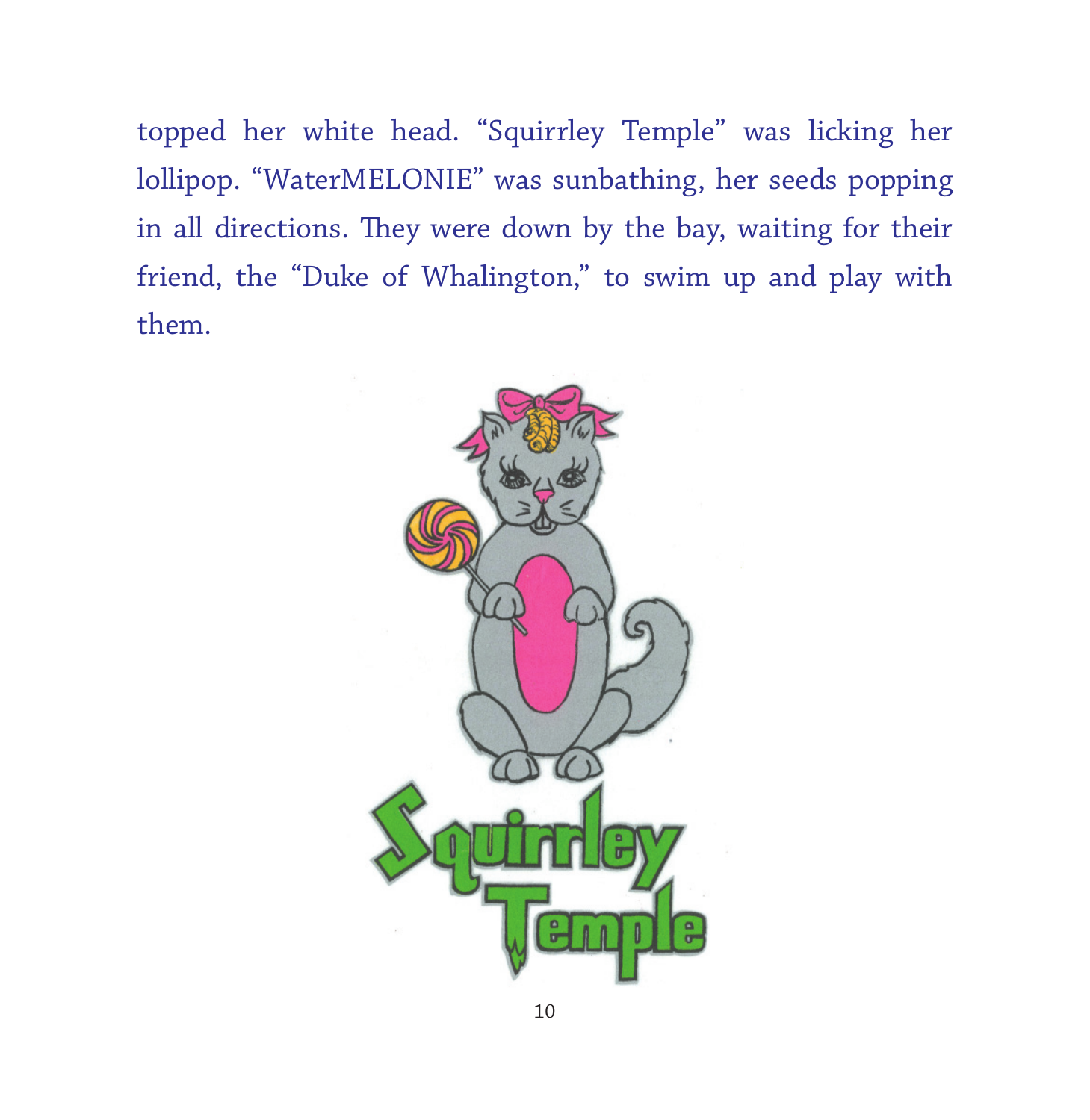topped her white head. “Squirrley Temple” was licking her lollipop. “WaterMELONIE” was sunbathing, her seeds popping in all directions. They were down by the bay, waiting for their friend, the “Duke of Whalington,” to swim up and play with them.